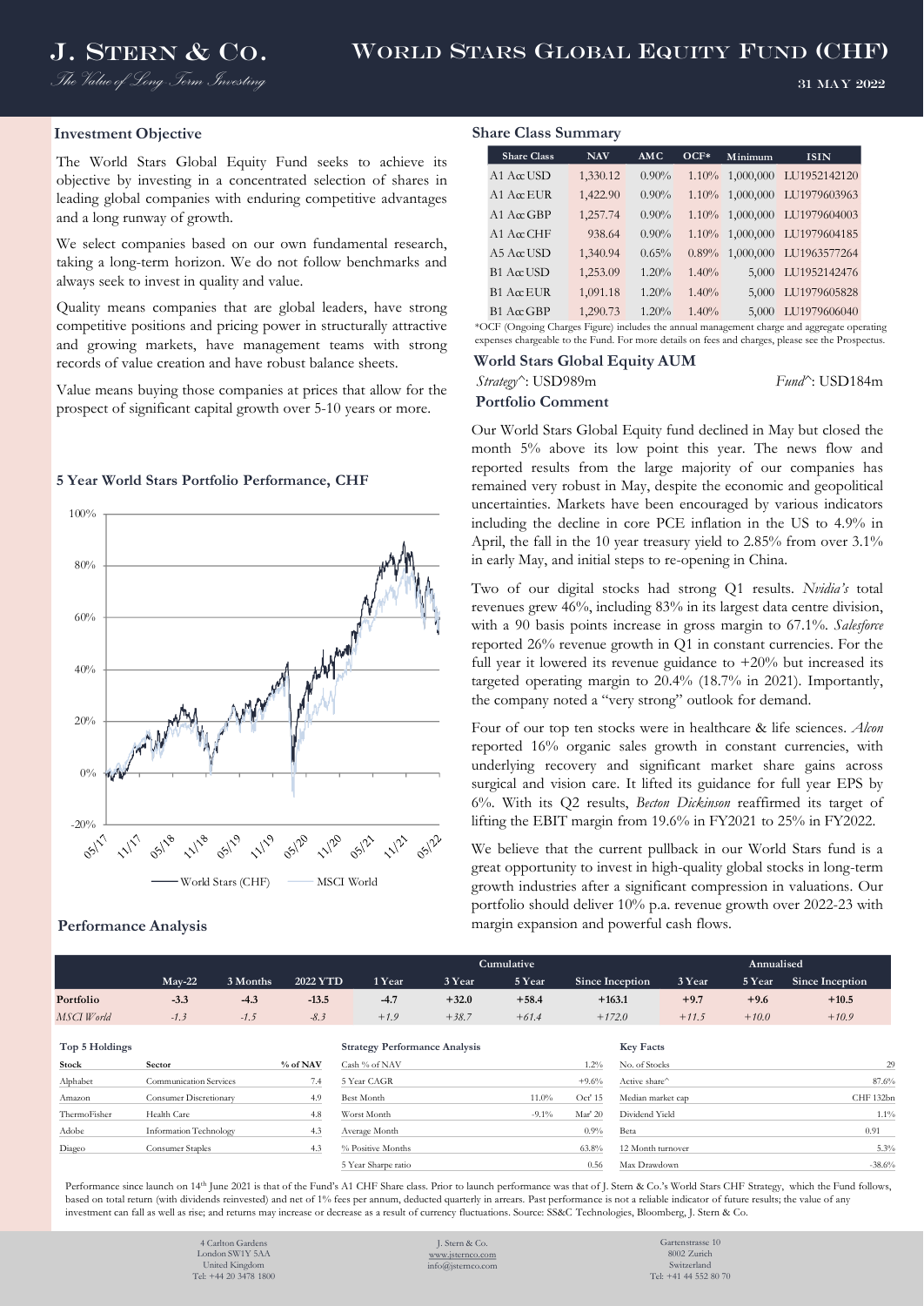# J. STERN & CO.

*The Value of Long Term Investing*

# WORLD STARS GLOBAL EQUITY FUND (CHF)

31 MAY 2022

## Investment Objective

The World Stars Global Equity Fund seeks to achieve its objective by investing in a concentrated selection of shares in leading global companies with enduring competitive advantages and a long runway of growth.

We select companies based on our own fundamental research, taking a long-term horizon. We do not follow benchmarks and always seek to invest in quality and value.

Quality means companies that are global leaders, have strong competitive positions and pricing power in structurally attractive and growing markets, have management teams with strong records of value creation and have robust balance sheets.

Value means buying those companies at prices that allow for the prospect of significant capital growth over 5-10 years or more.

## 5 Year World Stars Portfolio Performance, CHF

World Stars (CHF) — MSCI World

## Share Class Summary

| Share Class | NAV | AMC | OCF* | Minimum | ISIN |
|---|---|---|---|---|---|
| A1 Acc USD | 1,330.12 | 0.90% | 1.10% | 1,000,000 | LU1952142120 |
| A1 Acc EUR | 1,422.90 | 0.90% | 1.10% | 1,000,000 | LU1979603963 |
| A1 Acc GBP | 1,257.74 | 0.90% | 1.10% | 1,000,000 | LU1979604003 |
| A1 Acc CHF | 938.64 | 0.90% | 1.10% | 1,000,000 | LU1979604185 |
| A5 Acc USD | 1,340.94 | 0.65% | 0.89% | 1,000,000 | LU1963577264 |
| B1 Acc USD | 1,253.09 | 1.20% | 1.40% | 5,000 | LU1952142476 |
| B1 Acc EUR | 1,091.18 | 1.20% | 1.40% | 5,000 | LU1979605828 |
| B1 Acc GBP | 1,290.73 | 1.20% | 1.40% | 5,000 | LU1979606040 |

*OCF (Ongoing Charges Figure) includes the annual management charge and aggregate operating expenses chargeable to the Fund. For more details on fees and charges, please see the Prospectus.

## World Stars Global Equity AUM

*Strategy*^: USD989m

*Fund*^: USD184m

## Portfolio Comment

Our World Stars Global Equity fund declined in May but closed the month 5% above its low point this year. The news flow and reported results from the large majority of our companies has remained very robust in May, despite the economic and geopolitical uncertainties. Markets have been encouraged by various indicators including the decline in core PCE inflation in the US to 4.9% in April, the fall in the 10 year treasury yield to 2.85% from over 3.1% in early May, and initial steps to re-opening in China.

Two of our digital stocks had strong Q1 results. *Nvidia's* total revenues grew 46%, including 83% in its largest data centre division, with a 90 basis points increase in gross margin to 67.1%. *Salesforce* reported 26% revenue growth in Q1 in constant currencies. For the full year it lowered its revenue guidance to +20% but increased its targeted operating margin to 20.4% (18.7% in 2021). Importantly, the company noted a "very strong" outlook for demand.

Four of our top ten stocks were in healthcare & life sciences. *Alcon* reported 16% organic sales growth in constant currencies, with underlying recovery and significant market share gains across surgical and vision care. It lifted its guidance for full year EPS by 6%. With its Q2 results, *Becton Dickinson* reaffirmed its target of lifting the EBIT margin from 19.6% in FY2021 to 25% in FY2022.

We believe that the current pullback in our World Stars fund is a great opportunity to invest in high-quality global stocks in long-term growth industries after a significant compression in valuations. Our portfolio should deliver 10% p.a. revenue growth over 2022-23 with margin expansion and powerful cash flows.

## Performance Analysis

| | May-22 | 3 Months | 2022 YTD | Cumulative 1 Year | 3 Year | 5 Year | Since Inception | Annualised 3 Year | 5 Year | Since Inception |
|---|---|---|---|---|---|---|---|---|---|---|
| **Portfolio** | **-3.3** | **-4.3** | **-13.5** | **-4.7** | **+32.0** | **+58.4** | **+163.1** | **+9.7** | **+9.6** | **+10.5** |
| *MSCI World* | *-1.3* | *-1.5* | *-8.3* | *+1.9* | *+38.7* | *+61.4* | *+172.0* | *+11.5* | *+10.0* | *+10.9* |

### Top 5 Holdings

| Stock | Sector | % of NAV |
|---|---|---|
| Alphabet | Communication Services | 7.4 |
| Amazon | Consumer Discretionary | 4.9 |
| ThermoFisher | Health Care | 4.8 |
| Adobe | Information Technology | 4.3 |
| Diageo | Consumer Staples | 4.3 |

### Strategy Performance Analysis

| | | |
|---|---|---|
| Cash % of NAV | | 1.2% |
| 5 Year CAGR | | +9.6% |
| Best Month | 11.0% | Oct' 15 |
| Worst Month | -9.1% | Mar' 20 |
| Average Month | | 0.9% |
| % Positive Months | | 63.8% |
| 5 Year Sharpe ratio | | 0.56 |

### Key Facts

| | |
|---|---|
| No. of Stocks | 29 |
| Active share^ | 87.6% |
| Median market cap | CHF 132bn |
| Dividend Yield | 1.1% |
| Beta | 0.91 |
| 12 Month turnover | 5.3% |
| Max Drawdown | -38.6% |

Performance since launch on 14th June 2021 is that of the Fund's A1 CHF Share class. Prior to launch performance was that of J. Stern & Co.'s World Stars CHF Strategy, which the Fund follows, based on total return (with dividends reinvested) and net of 1% fees per annum, deducted quarterly in arrears. Past performance is not a reliable indicator of future results; the value of any investment can fall as well as rise; and returns may increase or decrease as a result of currency fluctuations. Source: SS&C Technologies, Bloomberg, J. Stern & Co.

4 Carlton Gardens
London SW1Y 5AA
United Kingdom
Tel: +44 20 3478 1800

J. Stern & Co.
www.jsternco.com
info@jsternco.com

Gartenstrasse 10
8002 Zurich
Switzerland
Tel: +41 44 552 80 70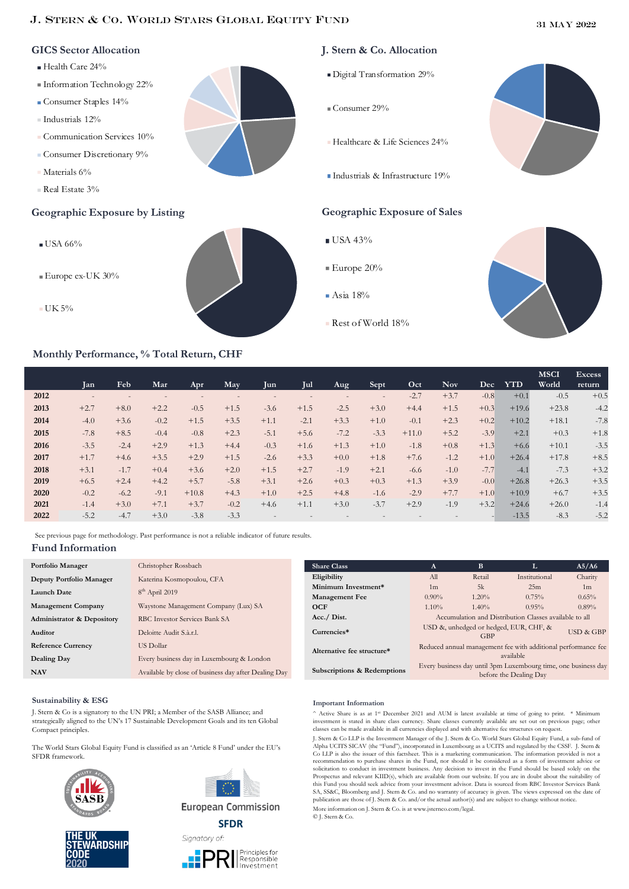# J. Stern & Co. World Stars Global Equity Fund

31 MAY 2022

## GICS Sector Allocation

- Health Care 24%
- Information Technology 22%
- Consumer Staples 14%
- Industrials 12%
- Communication Services 10%
- Consumer Discretionary 9%
- Materials 6%
- Real Estate 3%

## J. Stern & Co. Allocation

- Digital Transformation 29%
- Consumer 29%
- Healthcare & Life Sciences 24%
- Industrials & Infrastructure 19%

## Geographic Exposure by Listing

- USA 66%
- Europe ex-UK 30%
- UK 5%

## Geographic Exposure of Sales

- USA 43%
- Europe 20%
- Asia 18%
- Rest of World 18%

## Monthly Performance, % Total Return, CHF

| | Jan | Feb | Mar | Apr | May | Jun | Jul | Aug | Sept | Oct | Nov | Dec | YTD | MSCI World | Excess return |
|---|---|---|---|---|---|---|---|---|---|---|---|---|---|---|---|
| 2012 | - | - | - | - | - | - | - | - | - | -2.7 | +3.7 | -0.8 | +0.1 | -0.5 | +0.5 |
| 2013 | +2.7 | +8.0 | +2.2 | -0.5 | +1.5 | -3.6 | +1.5 | -2.5 | +3.0 | +4.4 | +1.5 | +0.3 | +19.6 | +23.8 | -4.2 |
| 2014 | -4.0 | +3.6 | -0.2 | +1.5 | +3.5 | +1.1 | -2.1 | +3.3 | +1.0 | -0.1 | +2.3 | +0.2 | +10.2 | +18.1 | -7.8 |
| 2015 | -7.8 | +8.5 | -0.4 | -0.8 | +2.3 | -5.1 | +5.6 | -7.2 | -3.3 | +11.0 | +5.2 | -3.9 | +2.1 | +0.3 | +1.8 |
| 2016 | -3.5 | -2.4 | +2.9 | +1.3 | +4.4 | -0.3 | +1.6 | +1.3 | +1.0 | -1.8 | +0.8 | +1.3 | +6.6 | +10.1 | -3.5 |
| 2017 | +1.7 | +4.6 | +3.5 | +2.9 | +1.5 | -2.6 | +3.3 | +0.0 | +1.8 | +7.6 | -1.2 | +1.0 | +26.4 | +17.8 | +8.5 |
| 2018 | +3.1 | -1.7 | +0.4 | +3.6 | +2.0 | +1.5 | +2.7 | -1.9 | +2.1 | -6.6 | -1.0 | -7.7 | -4.1 | -7.3 | +3.2 |
| 2019 | +6.5 | +2.4 | +4.2 | +5.7 | -5.8 | +3.1 | +2.6 | +0.3 | +0.3 | +1.3 | +3.9 | -0.0 | +26.8 | +26.3 | +3.5 |
| 2020 | -0.2 | -6.2 | -9.1 | +10.8 | +4.3 | +1.0 | +2.5 | +4.8 | -1.6 | -2.9 | +7.7 | +1.0 | +10.9 | +6.7 | +3.5 |
| 2021 | -1.4 | +3.0 | +7.1 | +3.7 | -0.2 | +4.6 | +1.1 | +3.0 | -3.7 | +2.9 | -1.9 | +3.2 | +24.6 | +26.0 | -1.4 |
| 2022 | -5.2 | -4.7 | +3.0 | -3.8 | -3.3 | - | - | - | - | - | - | - | -13.5 | -8.3 | -5.2 |

See previous page for methodology. Past performance is not a reliable indicator of future results.

## Fund Information

| | |
|---|---|
| **Portfolio Manager** | Christopher Rossbach |
| **Deputy Portfolio Manager** | Katerina Kosmopoulou, CFA |
| **Launch Date** | 8th April 2019 |
| **Management Company** | Waystone Management Company (Lux) SA |
| **Administrator & Depository** | RBC Investor Services Bank SA |
| **Auditor** | Deloitte Audit S.à.r.l. |
| **Reference Currency** | US Dollar |
| **Dealing Day** | Every business day in Luxembourg & London |
| **NAV** | Available by close of business day after Dealing Day |

| Share Class | A | B | L | A5/A6 |
|---|---|---|---|---|
| **Eligibility** | All | Retail | Institutional | Charity |
| **Minimum Investment*** | 1m | 5k | 25m | 1m |
| **Management Fee** | 0.90% | 1.20% | 0.75% | 0.65% |
| **OCF** | 1.10% | 1.40% | 0.95% | 0.89% |
| **Acc./ Dist.** | Accumulation and Distribution Classes available to all | | | |
| **Currencies*** | USD &, unhedged or hedged, EUR, CHF, & GBP | | | USD & GBP |
| **Alternative fee structure*** | Reduced annual management fee with additional performance fee available | | | |
| **Subscriptions & Redemptions** | Every business day until 3pm Luxembourg time, one business day before the Dealing Day | | | |

### Sustainability & ESG

J. Stern & Co is a signatory to the UN PRI; a Member of the SASB Alliance; and strategically aligned to the UN's 17 Sustainable Development Goals and its ten Global Compact principles.

The World Stars Global Equity Fund is classified as an 'Article 8 Fund' under the EU's SFDR framework.

SASB

European Commission

SFDR

THE UK STEWARDSHIP CODE 2020

Signatory of:

PRI Principles for Responsible Investment

### Important Information

^ Active Share is as at 1st December 2021 and AUM is latest available at time of going to print. * Minimum investment is stated in share class currency. Share classes currently available are set out on previous page; other classes can be made available in all currencies displayed and with alternative fee structures on request.

J. Stern & Co LLP is the Investment Manager of the J. Stern & Co. World Stars Global Equity Fund, a sub-fund of Alpha UCITS SICAV (the "Fund"), incorporated in Luxembourg as a UCITS and regulated by the CSSF. J. Stern & Co LLP is also the issuer of this factsheet. This is a marketing communication. The information provided is not a recommendation to purchase shares in the Fund, nor should it be considered as a form of investment advice or solicitation to conduct in investment business. Any decision to invest in the Fund should be based solely on the Prospectus and relevant KIID(s), which are available from our website. If you are in doubt about the suitability of this Fund you should seek advice from your investment advisor. Data is sourced from RBC Investor Services Bank SA, SS&C, Bloomberg and J. Stern & Co. and no warranty of accuracy is given. The views expressed on the date of publication are those of J. Stern & Co. and/or the actual author(s) and are subject to change without notice.

More information on J. Stern & Co. is at www.jsternco.com/legal.

© J. Stern & Co.